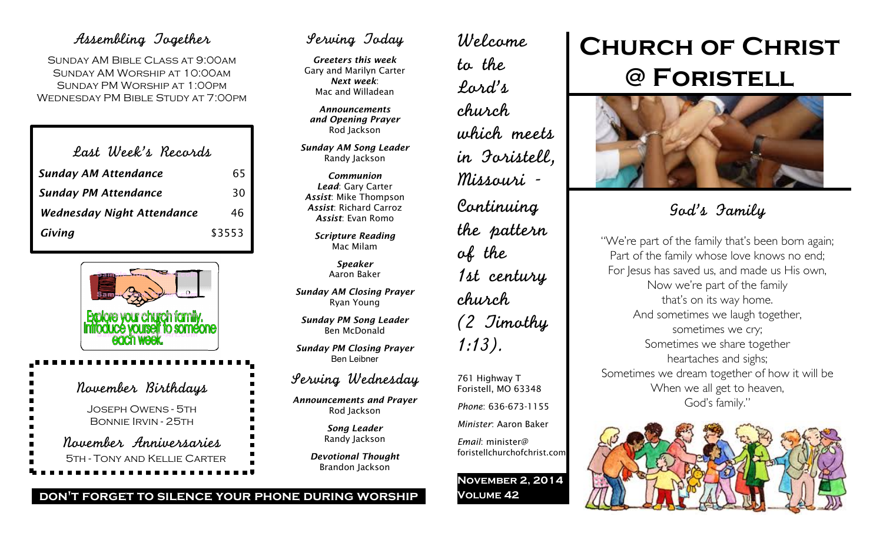## Assembling Together

Sunday AM Bible Class at 9:00am
Sunday AM Worship at 10:00am
Sunday PM Worship at 1:00pm
Wednesday PM Bible Study at 7:00pm

### Last Week's Records

| | |
|---|---|
| *Sunday AM Attendance* | 65 |
| *Sunday PM Attendance* | 30 |
| *Wednesday Night Attendance* | 46 |
| *Giving* | $3553 |

Explore your church family. Introduce yourself to someone each week.

### November Birthdays

Joseph Owens - 5th
Bonnie Irvin - 25th

### November Anniversaries

5th - Tony and Kellie Carter

**DON'T FORGET TO SILENCE YOUR PHONE DURING WORSHIP**

## Serving Today

***Greeters this week***
Gary and Marilyn Carter
***Next week***:
Mac and Willadean

***Announcements and Opening Prayer***
Rod Jackson

***Sunday AM Song Leader***
Randy Jackson

***Communion***
***Lead***: Gary Carter
***Assist***: Mike Thompson
***Assist***: Richard Carroz
***Assist***: Evan Romo

***Scripture Reading***
Mac Milam

***Speaker***
Aaron Baker

***Sunday AM Closing Prayer***
Ryan Young

***Sunday PM Song Leader***
Ben McDonald

***Sunday PM Closing Prayer***
Ben Leibner

## Serving Wednesday

***Announcements and Prayer***
Rod Jackson

***Song Leader***
Randy Jackson

***Devotional Thought***
Brandon Jackson

Welcome to the Lord's church which meets in Foristell, Missouri - Continuing the pattern of the 1st century church (2 Timothy 1:13).

761 Highway T
Foristell, MO 63348

*Phone*: 636-673-1155

*Minister*: Aaron Baker

*Email*: minister@foristellchurchofchrist.com

**November 2, 2014**
**Volume 42**

# Church of Christ @ Foristell

## God's Family

"We're part of the family that's been born again;
Part of the family whose love knows no end;
For Jesus has saved us, and made us His own,
Now we're part of the family
that's on its way home.
And sometimes we laugh together,
sometimes we cry;
Sometimes we share together
heartaches and sighs;
Sometimes we dream together of how it will be
When we all get to heaven,
God's family."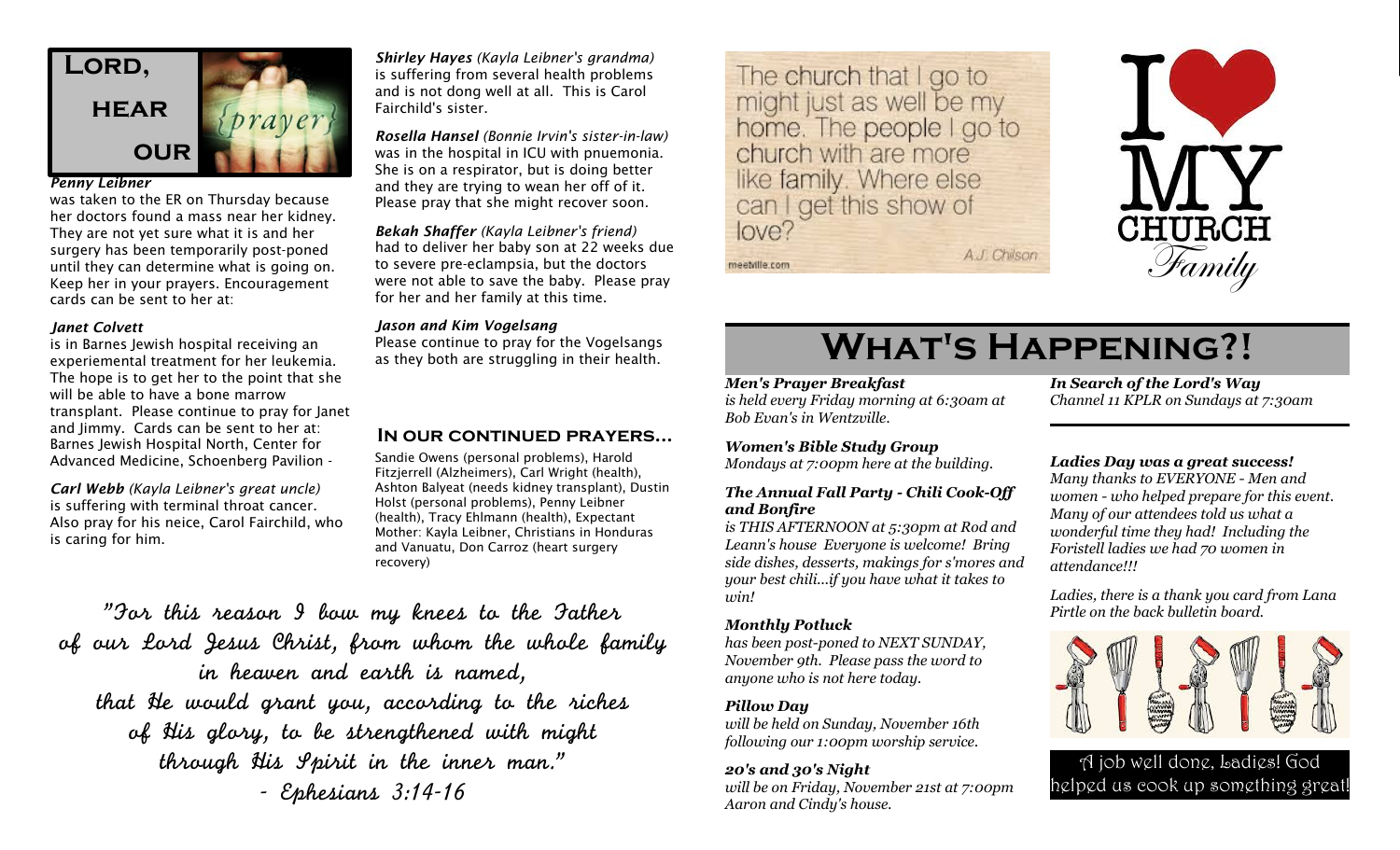# Lord, hear our prayer

***Penny Leibner***
was taken to the ER on Thursday because her doctors found a mass near her kidney. They are not yet sure what it is and her surgery has been temporarily post-poned until they can determine what is going on. Keep her in your prayers. Encouragement cards can be sent to her at:

***Janet Colvett***
is in Barnes Jewish hospital receiving an experiemental treatment for her leukemia. The hope is to get her to the point that she will be able to have a bone marrow transplant. Please continue to pray for Janet and Jimmy. Cards can be sent to her at: Barnes Jewish Hospital North, Center for Advanced Medicine, Schoenberg Pavilion -

***Carl Webb*** *(Kayla Leibner's great uncle)*
is suffering with terminal throat cancer. Also pray for his neice, Carol Fairchild, who is caring for him.

***Shirley Hayes*** *(Kayla Leibner's grandma)*
is suffering from several health problems and is not dong well at all. This is Carol Fairchild's sister.

***Rosella Hansel*** *(Bonnie Irvin's sister-in-law)*
was in the hospital in ICU with pnuemonia. She is on a respirator, but is doing better and they are trying to wean her off of it. Please pray that she might recover soon.

***Bekah Shaffer*** *(Kayla Leibner's friend)*
had to deliver her baby son at 22 weeks due to severe pre-eclampsia, but the doctors were not able to save the baby. Please pray for her and her family at this time.

***Jason and Kim Vogelsang***
Please continue to pray for the Vogelsangs as they both are struggling in their health.

## In our continued prayers...

Sandie Owens (personal problems), Harold Fitzjerrell (Alzheimers), Carl Wright (health), Ashton Balyeat (needs kidney transplant), Dustin Holst (personal problems), Penny Leibner (health), Tracy Ehlmann (health), Expectant Mother: Kayla Leibner, Christians in Honduras and Vanuatu, Don Carroz (heart surgery recovery)

"For this reason I bow my knees to the Father of our Lord Jesus Christ, from whom the whole family in heaven and earth is named, that He would grant you, according to the riches of His glory, to be strengthened with might through His Spirit in the inner man."
- Ephesians 3:14-16

The church that I go to might just as well be my home. The people I go to church with are more like family. Where else can I get this show of love?
A.J. Chilson
meetville.com

I ❤ MY CHURCH *Family*

# What's Happening?!

***Men's Prayer Breakfast***
*is held every Friday morning at 6:30am at Bob Evan's in Wentzville.*

***Women's Bible Study Group***
*Mondays at 7:00pm here at the building.*

***The Annual Fall Party - Chili Cook-Off and Bonfire***
*is THIS AFTERNOON at 5:30pm at Rod and Leann's house Everyone is welcome! Bring side dishes, desserts, makings for s'mores and your best chili...if you have what it takes to win!*

***Monthly Potluck***
*has been post-poned to NEXT SUNDAY, November 9th. Please pass the word to anyone who is not here today.*

***Pillow Day***
*will be held on Sunday, November 16th following our 1:00pm worship service.*

***20's and 30's Night***
*will be on Friday, November 21st at 7:00pm Aaron and Cindy's house.*

***In Search of the Lord's Way***
*Channel 11 KPLR on Sundays at 7:30am*

***Ladies Day was a great success!***
*Many thanks to EVERYONE - Men and women - who helped prepare for this event. Many of our attendees told us what a wonderful time they had! Including the Foristell ladies we had 70 women in attendance!!!*

*Ladies, there is a thank you card from Lana Pirtle on the back bulletin board.*

A job well done, Ladies! God helped us cook up something great!